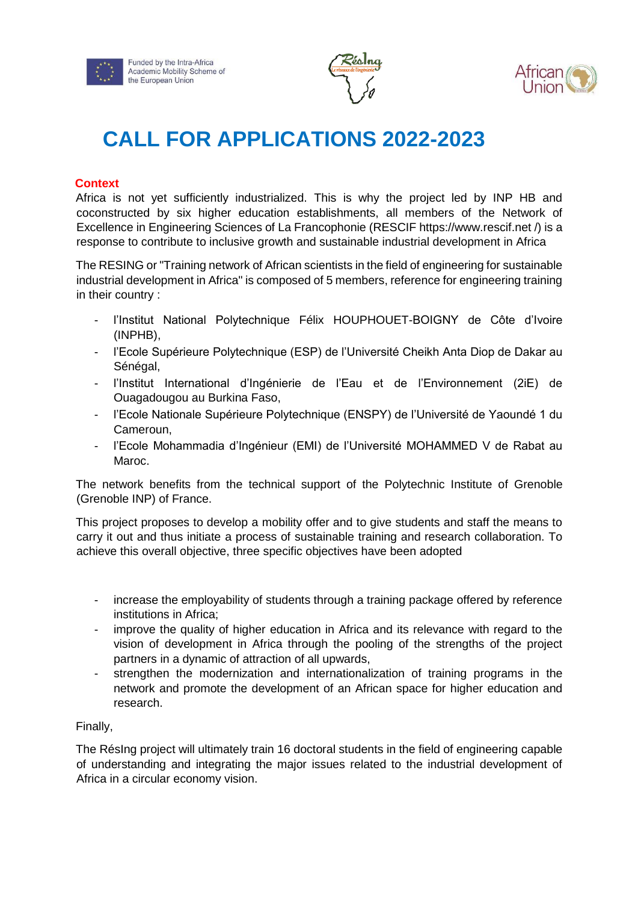Funded by the Intra-Africa Academic Mobility Scheme of the European Union

# CALL FOR APPLICATIONS 2022-2023

## Context

Africa is not yet sufficiently industrialized. This is why the project led by INP HB and coconstructed by six higher education establishments, all members of the Network of Excellence in Engineering Sciences of La Francophonie (RESCIF https://www.rescif.net /) is a response to contribute to inclusive growth and sustainable industrial development in Africa

The RESING or "Training network of African scientists in the field of engineering for sustainable industrial development in Africa" is composed of 5 members, reference for engineering training in their country :

- l'Institut National Polytechnique Félix HOUPHOUET-BOIGNY de Côte d'Ivoire (INPHB),
- l'Ecole Supérieure Polytechnique (ESP) de l'Université Cheikh Anta Diop de Dakar au Sénégal,
- l'Institut International d'Ingénierie de l'Eau et de l'Environnement (2iE) de Ouagadougou au Burkina Faso,
- l'Ecole Nationale Supérieure Polytechnique (ENSPY) de l'Université de Yaoundé 1 du Cameroun,
- l'Ecole Mohammadia d'Ingénieur (EMI) de l'Université MOHAMMED V de Rabat au Maroc.

The network benefits from the technical support of the Polytechnic Institute of Grenoble (Grenoble INP) of France.

This project proposes to develop a mobility offer and to give students and staff the means to carry it out and thus initiate a process of sustainable training and research collaboration. To achieve this overall objective, three specific objectives have been adopted

- increase the employability of students through a training package offered by reference institutions in Africa;
- improve the quality of higher education in Africa and its relevance with regard to the vision of development in Africa through the pooling of the strengths of the project partners in a dynamic of attraction of all upwards,
- strengthen the modernization and internationalization of training programs in the network and promote the development of an African space for higher education and research.

Finally,

The RésIng project will ultimately train 16 doctoral students in the field of engineering capable of understanding and integrating the major issues related to the industrial development of Africa in a circular economy vision.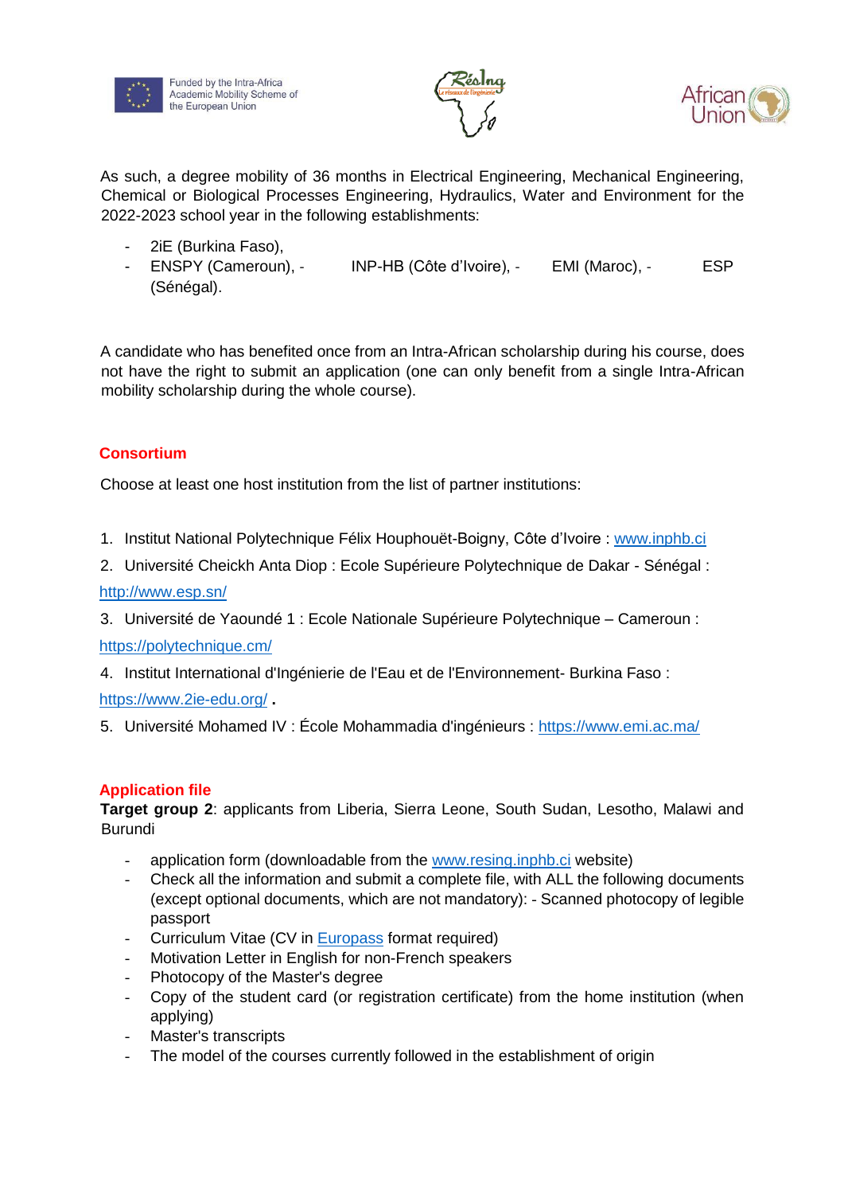As such, a degree mobility of 36 months in Electrical Engineering, Mechanical Engineering, Chemical or Biological Processes Engineering, Hydraulics, Water and Environment for the 2022-2023 school year in the following establishments:

- 2iE (Burkina Faso),
- ENSPY (Cameroun), - INP-HB (Côte d'Ivoire), - EMI (Maroc), - ESP (Sénégal).

A candidate who has benefited once from an Intra-African scholarship during his course, does not have the right to submit an application (one can only benefit from a single Intra-African mobility scholarship during the whole course).

## Consortium

Choose at least one host institution from the list of partner institutions:

1. Institut National Polytechnique Félix Houphouët-Boigny, Côte d'Ivoire : www.inphb.ci
2. Université Cheickh Anta Diop : Ecole Supérieure Polytechnique de Dakar - Sénégal : http://www.esp.sn/
3. Université de Yaoundé 1 : Ecole Nationale Supérieure Polytechnique – Cameroun : https://polytechnique.cm/
4. Institut International d'Ingénierie de l'Eau et de l'Environnement- Burkina Faso : https://www.2ie-edu.org/ .
5. Université Mohamed IV : École Mohammadia d'ingénieurs : https://www.emi.ac.ma/

## Application file

**Target group 2**: applicants from Liberia, Sierra Leone, South Sudan, Lesotho, Malawi and Burundi

- application form (downloadable from the www.resing.inphb.ci website)
- Check all the information and submit a complete file, with ALL the following documents (except optional documents, which are not mandatory): - Scanned photocopy of legible passport
- Curriculum Vitae (CV in Europass format required)
- Motivation Letter in English for non-French speakers
- Photocopy of the Master's degree
- Copy of the student card (or registration certificate) from the home institution (when applying)
- Master's transcripts
- The model of the courses currently followed in the establishment of origin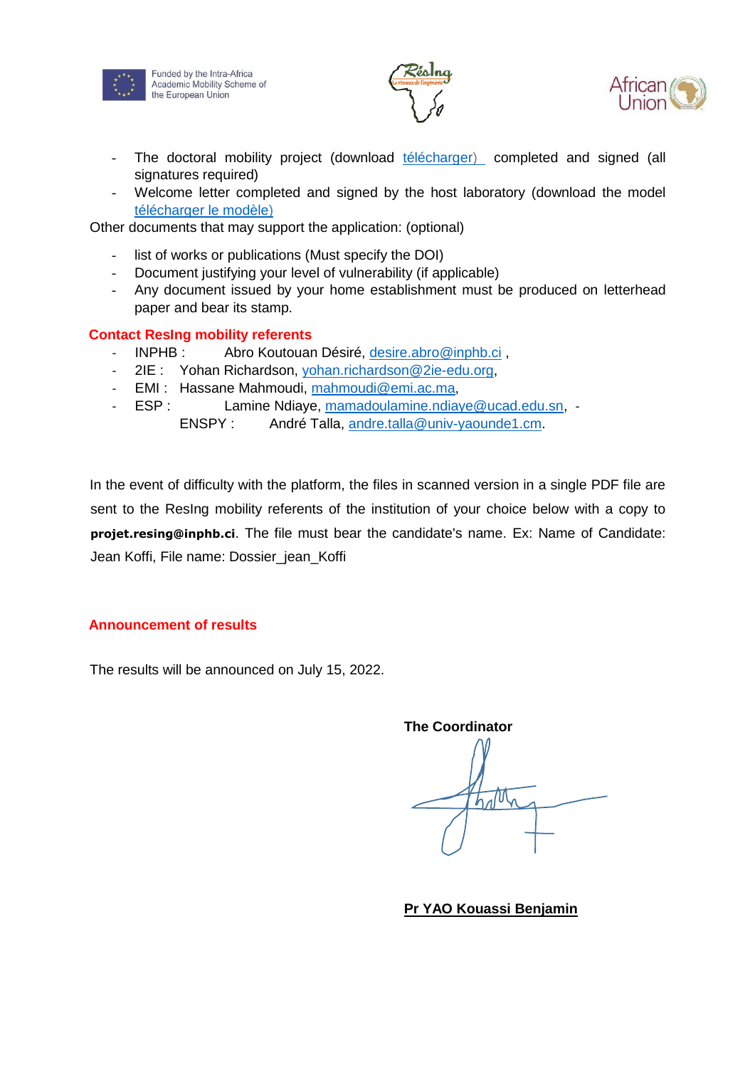- The doctoral mobility project (download [télécharger)](#) completed and signed (all signatures required)
- Welcome letter completed and signed by the host laboratory (download the model [télécharger le modèle)](#)

Other documents that may support the application: (optional)

- list of works or publications (Must specify the DOI)
- Document justifying your level of vulnerability (if applicable)
- Any document issued by your home establishment must be produced on letterhead paper and bear its stamp.

## Contact ResIng mobility referents

- INPHB : Abro Koutouan Désiré, desire.abro@inphb.ci ,
- 2IE : Yohan Richardson, yohan.richardson@2ie-edu.org,
- EMI : Hassane Mahmoudi, mahmoudi@emi.ac.ma,
- ESP : Lamine Ndiaye, mamadoulamine.ndiaye@ucad.edu.sn, - ENSPY : André Talla, andre.talla@univ-yaounde1.cm.

In the event of difficulty with the platform, the files in scanned version in a single PDF file are sent to the ResIng mobility referents of the institution of your choice below with a copy to **projet.resing@inphb.ci**. The file must bear the candidate's name. Ex: Name of Candidate: Jean Koffi, File name: Dossier_jean_Koffi

## Announcement of results

The results will be announced on July 15, 2022.

**The Coordinator**

**Pr YAO Kouassi Benjamin**